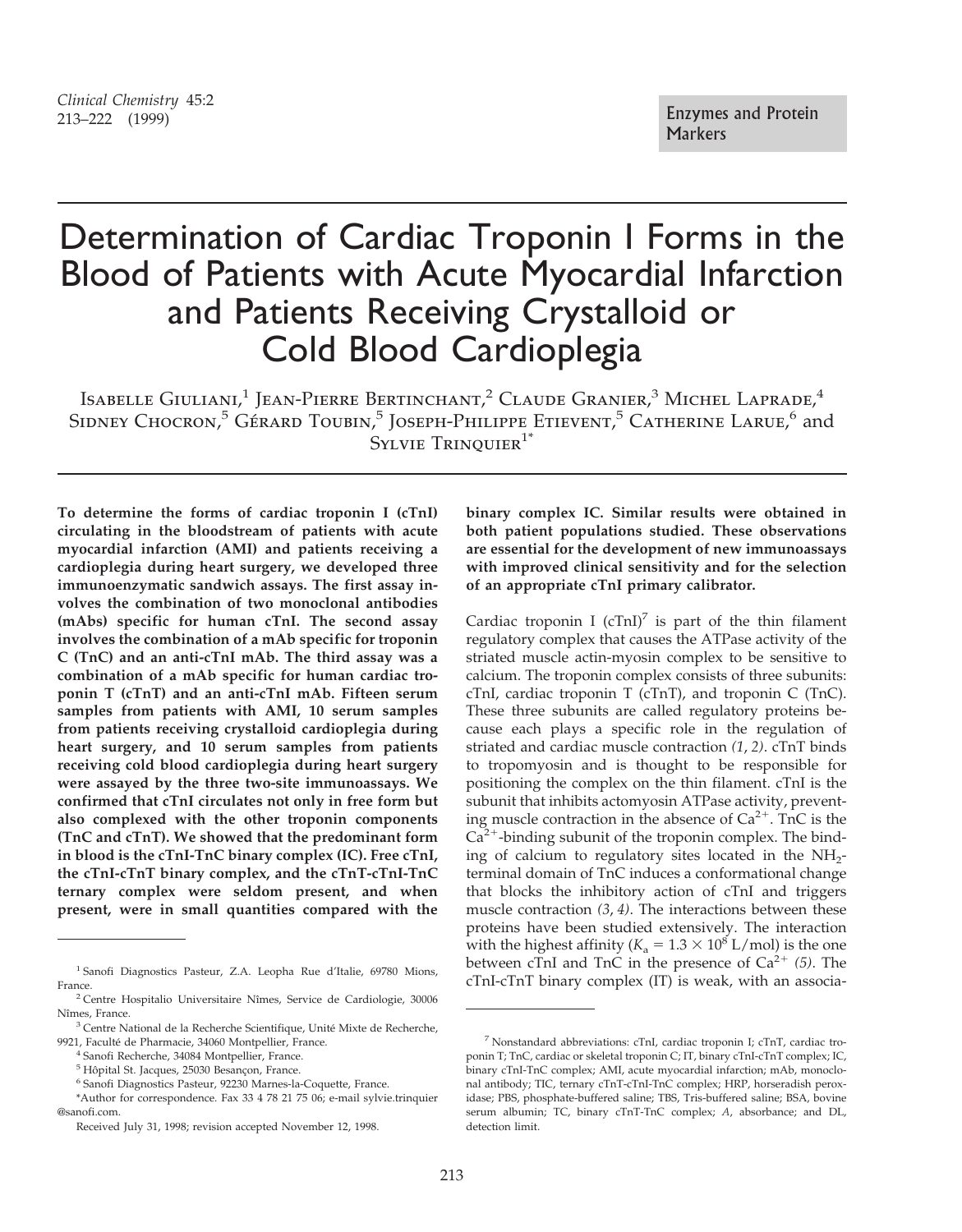Enzymes and Protein Markers

# Determination of Cardiac Troponin I Forms in the Blood of Patients with Acute Myocardial Infarction and Patients Receiving Crystalloid or Cold Blood Cardioplegia

Isabelle Giuliani,[1] Jean-Pierre Bertinchant,[2] Claude Granier,[3] Michel Laprade,[4] Sidney Chocron,[5] Gérard Toubin,[5] Joseph-Philippe Etievent,[5] Catherine Larue,[6] and Sylvie Trinquier[1*]

**To determine the forms of cardiac troponin I (cTnI) circulating in the bloodstream of patients with acute myocardial infarction (AMI) and patients receiving a cardioplegia during heart surgery, we developed three immunoenzymatic sandwich assays. The first assay involves the combination of two monoclonal antibodies (mAbs) specific for human cTnI. The second assay involves the combination of a mAb specific for troponin C (TnC) and an anti-cTnI mAb. The third assay was a combination of a mAb specific for human cardiac troponin T (cTnT) and an anti-cTnI mAb. Fifteen serum samples from patients with AMI, 10 serum samples from patients receiving crystalloid cardioplegia during heart surgery, and 10 serum samples from patients receiving cold blood cardioplegia during heart surgery were assayed by the three two-site immunoassays. We confirmed that cTnI circulates not only in free form but also complexed with the other troponin components (TnC and cTnT). We showed that the predominant form in blood is the cTnI-TnC binary complex (IC). Free cTnI, the cTnI-cTnT binary complex, and the cTnT-cTnI-TnC ternary complex were seldom present, and when present, were in small quantities compared with the binary complex IC. Similar results were obtained in both patient populations studied. These observations are essential for the development of new immunoassays with improved clinical sensitivity and for the selection of an appropriate cTnI primary calibrator.**

Cardiac troponin I (cTnI)[7] is part of the thin filament regulatory complex that causes the ATPase activity of the striated muscle actin-myosin complex to be sensitive to calcium. The troponin complex consists of three subunits: cTnI, cardiac troponin T (cTnT), and troponin C (TnC). These three subunits are called regulatory proteins because each plays a specific role in the regulation of striated and cardiac muscle contraction *(1, 2)*. cTnT binds to tropomyosin and is thought to be responsible for positioning the complex on the thin filament. cTnI is the subunit that inhibits actomyosin ATPase activity, preventing muscle contraction in the absence of $Ca^{2+}$. TnC is the $Ca^{2+}$-binding subunit of the troponin complex. The binding of calcium to regulatory sites located in the $NH_2$-terminal domain of TnC induces a conformational change that blocks the inhibitory action of cTnI and triggers muscle contraction *(3, 4)*. The interactions between these proteins have been studied extensively. The interaction with the highest affinity ($K_a = 1.3 \times 10^8$ L/mol) is the one between cTnI and TnC in the presence of $Ca^{2+}$ *(5)*. The cTnI-cTnT binary complex (IT) is weak, with an associa-

---

[1] Sanofi Diagnostics Pasteur, Z.A. Leopha Rue d'Italie, 69780 Mions, France.

[2] Centre Hospitalio Universitaire Nîmes, Service de Cardiologie, 30006 Nîmes, France.

[3] Centre National de la Recherche Scientifique, Unité Mixte de Recherche, 9921, Faculté de Pharmacie, 34060 Montpellier, France.

[4] Sanofi Recherche, 34084 Montpellier, France.

[5] Hôpital St. Jacques, 25030 Besançon, France.

[6] Sanofi Diagnostics Pasteur, 92230 Marnes-la-Coquette, France.

*Author for correspondence. Fax 33 4 78 21 75 06; e-mail sylvie.trinquier@sanofi.com.

Received July 31, 1998; revision accepted November 12, 1998.

[7] Nonstandard abbreviations: cTnI, cardiac troponin I; cTnT, cardiac troponin T; TnC, cardiac or skeletal troponin C; IT, binary cTnI-cTnT complex; IC, binary cTnI-TnC complex; AMI, acute myocardial infarction; mAb, monoclonal antibody; TIC, ternary cTnT-cTnI-TnC complex; HRP, horseradish peroxidase; PBS, phosphate-buffered saline; TBS, Tris-buffered saline; BSA, bovine serum albumin; TC, binary cTnT-TnC complex; *A*, absorbance; and DL, detection limit.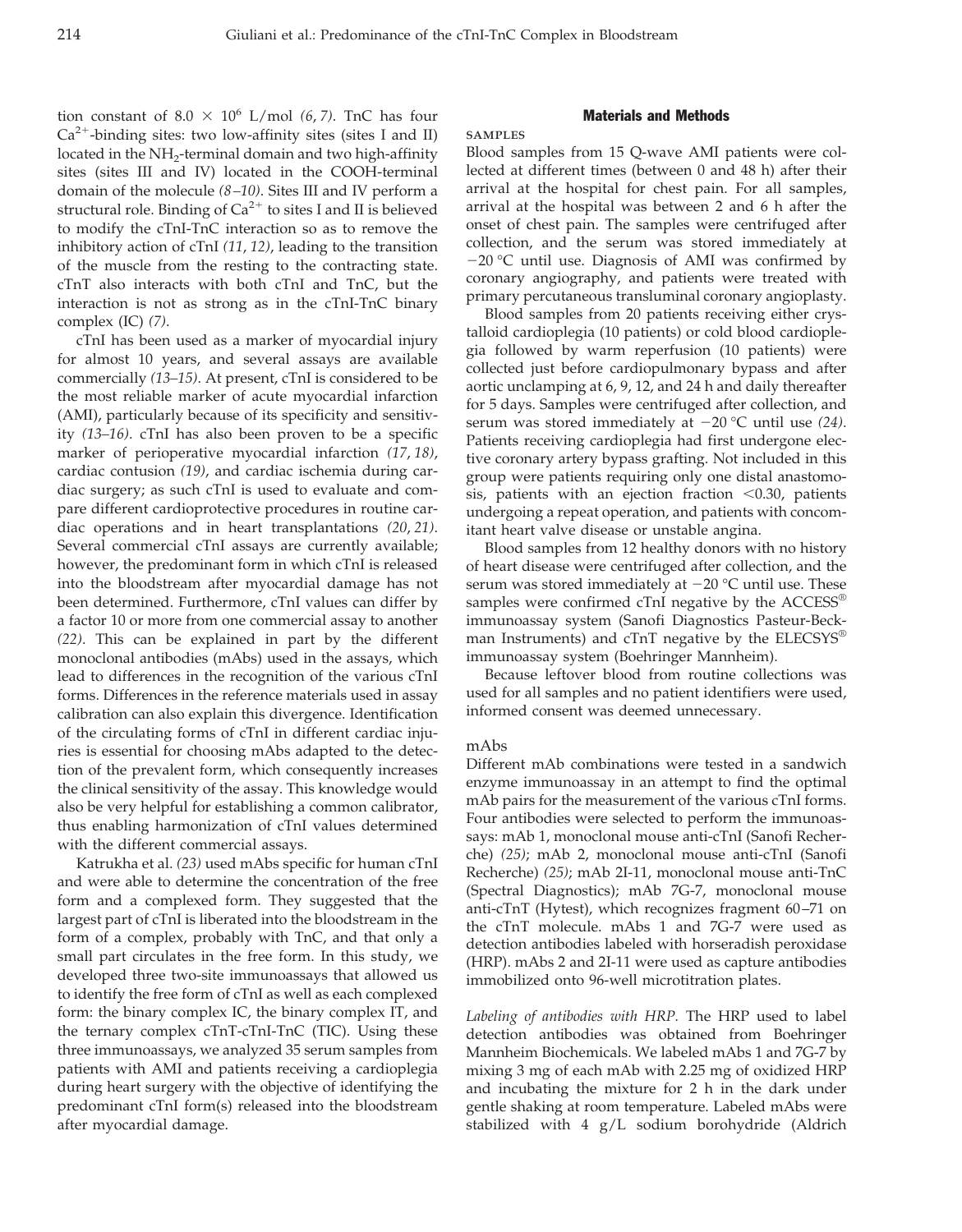tion constant of $8.0 \times 10^6$ L/mol (6, 7). TnC has four $Ca^{2+}$-binding sites: two low-affinity sites (sites I and II) located in the $NH_2$-terminal domain and two high-affinity sites (sites III and IV) located in the COOH-terminal domain of the molecule (8–10). Sites III and IV perform a structural role. Binding of $Ca^{2+}$ to sites I and II is believed to modify the cTnI-TnC interaction so as to remove the inhibitory action of cTnI (11, 12), leading to the transition of the muscle from the resting to the contracting state. cTnT also interacts with both cTnI and TnC, but the interaction is not as strong as in the cTnI-TnC binary complex (IC) (7).

cTnI has been used as a marker of myocardial injury for almost 10 years, and several assays are available commercially (13–15). At present, cTnI is considered to be the most reliable marker of acute myocardial infarction (AMI), particularly because of its specificity and sensitivity (13–16). cTnI has also been proven to be a specific marker of perioperative myocardial infarction (17, 18), cardiac contusion (19), and cardiac ischemia during cardiac surgery; as such cTnI is used to evaluate and compare different cardioprotective procedures in routine cardiac operations and in heart transplantations (20, 21). Several commercial cTnI assays are currently available; however, the predominant form in which cTnI is released into the bloodstream after myocardial damage has not been determined. Furthermore, cTnI values can differ by a factor 10 or more from one commercial assay to another (22). This can be explained in part by the different monoclonal antibodies (mAbs) used in the assays, which lead to differences in the recognition of the various cTnI forms. Differences in the reference materials used in assay calibration can also explain this divergence. Identification of the circulating forms of cTnI in different cardiac injuries is essential for choosing mAbs adapted to the detection of the prevalent form, which consequently increases the clinical sensitivity of the assay. This knowledge would also be very helpful for establishing a common calibrator, thus enabling harmonization of cTnI values determined with the different commercial assays.

Katrukha et al. (23) used mAbs specific for human cTnI and were able to determine the concentration of the free form and a complexed form. They suggested that the largest part of cTnI is liberated into the bloodstream in the form of a complex, probably with TnC, and that only a small part circulates in the free form. In this study, we developed three two-site immunoassays that allowed us to identify the free form of cTnI as well as each complexed form: the binary complex IC, the binary complex IT, and the ternary complex cTnT-cTnI-TnC (TIC). Using these three immunoassays, we analyzed 35 serum samples from patients with AMI and patients receiving a cardioplegia during heart surgery with the objective of identifying the predominant cTnI form(s) released into the bloodstream after myocardial damage.

## Materials and Methods

### samples

Blood samples from 15 Q-wave AMI patients were collected at different times (between 0 and 48 h) after their arrival at the hospital for chest pain. For all samples, arrival at the hospital was between 2 and 6 h after the onset of chest pain. The samples were centrifuged after collection, and the serum was stored immediately at −20 °C until use. Diagnosis of AMI was confirmed by coronary angiography, and patients were treated with primary percutaneous transluminal coronary angioplasty.

Blood samples from 20 patients receiving either crystalloid cardioplegia (10 patients) or cold blood cardioplegia followed by warm reperfusion (10 patients) were collected just before cardiopulmonary bypass and after aortic unclamping at 6, 9, 12, and 24 h and daily thereafter for 5 days. Samples were centrifuged after collection, and serum was stored immediately at −20 °C until use (24). Patients receiving cardioplegia had first undergone elective coronary artery bypass grafting. Not included in this group were patients requiring only one distal anastomosis, patients with an ejection fraction <0.30, patients undergoing a repeat operation, and patients with concomitant heart valve disease or unstable angina.

Blood samples from 12 healthy donors with no history of heart disease were centrifuged after collection, and the serum was stored immediately at −20 °C until use. These samples were confirmed cTnI negative by the ACCESS® immunoassay system (Sanofi Diagnostics Pasteur-Beckman Instruments) and cTnT negative by the ELECSYS® immunoassay system (Boehringer Mannheim).

Because leftover blood from routine collections was used for all samples and no patient identifiers were used, informed consent was deemed unnecessary.

### mAbs

Different mAb combinations were tested in a sandwich enzyme immunoassay in an attempt to find the optimal mAb pairs for the measurement of the various cTnI forms. Four antibodies were selected to perform the immunoassays: mAb 1, monoclonal mouse anti-cTnI (Sanofi Recherche) (25); mAb 2, monoclonal mouse anti-cTnI (Sanofi Recherche) (25); mAb 2I-11, monoclonal mouse anti-TnC (Spectral Diagnostics); mAb 7G-7, monoclonal mouse anti-cTnT (Hytest), which recognizes fragment 60–71 on the cTnT molecule. mAbs 1 and 7G-7 were used as detection antibodies labeled with horseradish peroxidase (HRP). mAbs 2 and 2I-11 were used as capture antibodies immobilized onto 96-well microtitration plates.

*Labeling of antibodies with HRP.* The HRP used to label detection antibodies was obtained from Boehringer Mannheim Biochemicals. We labeled mAbs 1 and 7G-7 by mixing 3 mg of each mAb with 2.25 mg of oxidized HRP and incubating the mixture for 2 h in the dark under gentle shaking at room temperature. Labeled mAbs were stabilized with 4 g/L sodium borohydride (Aldrich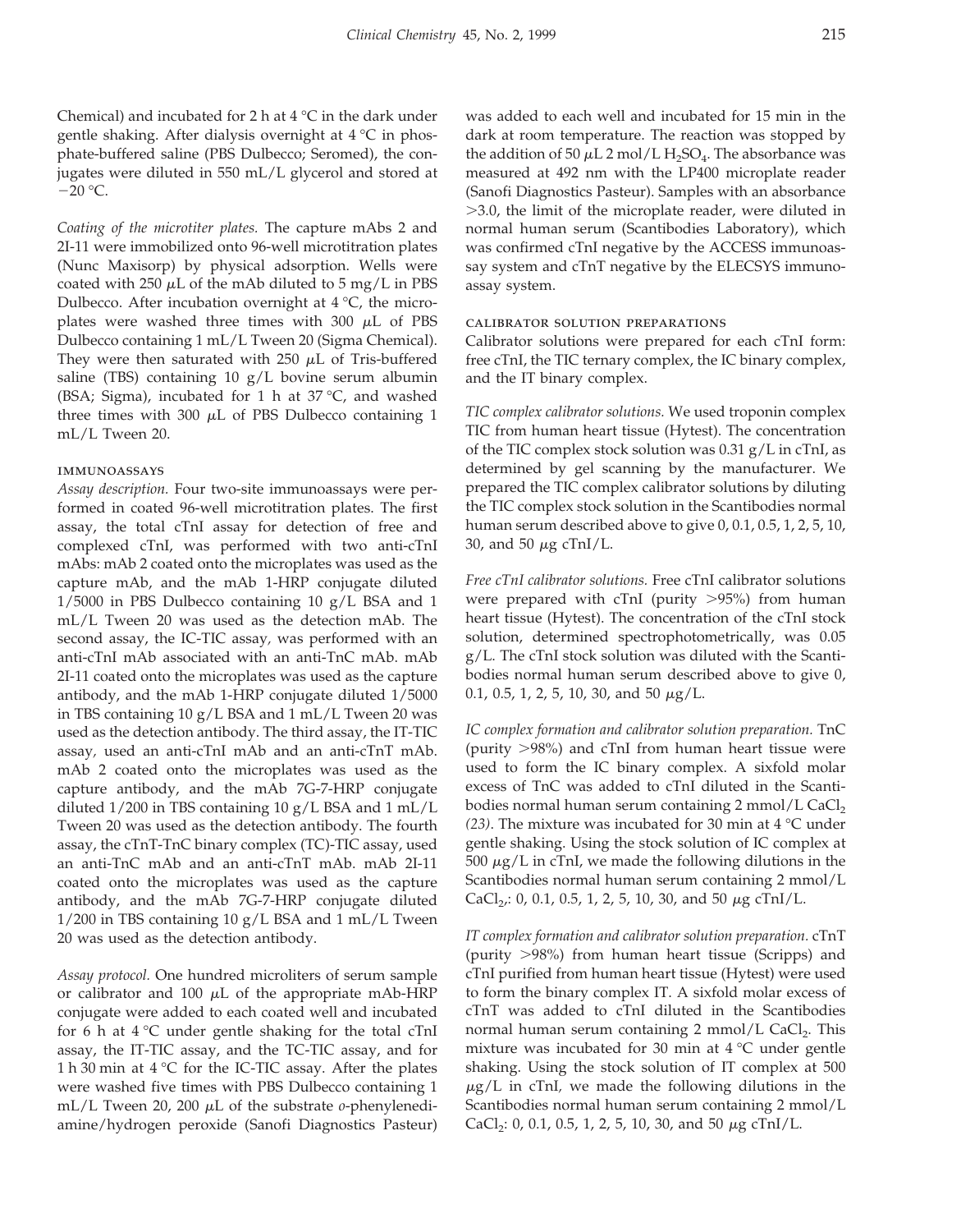Chemical) and incubated for 2 h at 4 °C in the dark under gentle shaking. After dialysis overnight at 4 °C in phosphate-buffered saline (PBS Dulbecco; Seromed), the conjugates were diluted in 550 mL/L glycerol and stored at −20 °C.

*Coating of the microtiter plates.* The capture mAbs 2 and 2I-11 were immobilized onto 96-well microtitration plates (Nunc Maxisorp) by physical adsorption. Wells were coated with 250 μL of the mAb diluted to 5 mg/L in PBS Dulbecco. After incubation overnight at 4 °C, the microplates were washed three times with 300 μL of PBS Dulbecco containing 1 mL/L Tween 20 (Sigma Chemical). They were then saturated with 250 μL of Tris-buffered saline (TBS) containing 10 g/L bovine serum albumin (BSA; Sigma), incubated for 1 h at 37 °C, and washed three times with 300 μL of PBS Dulbecco containing 1 mL/L Tween 20.

### immunoassays

*Assay description.* Four two-site immunoassays were performed in coated 96-well microtitration plates. The first assay, the total cTnI assay for detection of free and complexed cTnI, was performed with two anti-cTnI mAbs: mAb 2 coated onto the microplates was used as the capture mAb, and the mAb 1-HRP conjugate diluted 1/5000 in PBS Dulbecco containing 10 g/L BSA and 1 mL/L Tween 20 was used as the detection mAb. The second assay, the IC-TIC assay, was performed with an anti-cTnI mAb associated with an anti-TnC mAb. mAb 2I-11 coated onto the microplates was used as the capture antibody, and the mAb 1-HRP conjugate diluted 1/5000 in TBS containing 10 g/L BSA and 1 mL/L Tween 20 was used as the detection antibody. The third assay, the IT-TIC assay, used an anti-cTnI mAb and an anti-cTnT mAb. mAb 2 coated onto the microplates was used as the capture antibody, and the mAb 7G-7-HRP conjugate diluted 1/200 in TBS containing 10 g/L BSA and 1 mL/L Tween 20 was used as the detection antibody. The fourth assay, the cTnT-TnC binary complex (TC)-TIC assay, used an anti-TnC mAb and an anti-cTnT mAb. mAb 2I-11 coated onto the microplates was used as the capture antibody, and the mAb 7G-7-HRP conjugate diluted 1/200 in TBS containing 10 g/L BSA and 1 mL/L Tween 20 was used as the detection antibody.

*Assay protocol.* One hundred microliters of serum sample or calibrator and 100 μL of the appropriate mAb-HRP conjugate were added to each coated well and incubated for 6 h at 4 °C under gentle shaking for the total cTnI assay, the IT-TIC assay, and the TC-TIC assay, and for 1 h 30 min at 4 °C for the IC-TIC assay. After the plates were washed five times with PBS Dulbecco containing 1 mL/L Tween 20, 200 μL of the substrate *o*-phenylenediamine/hydrogen peroxide (Sanofi Diagnostics Pasteur) was added to each well and incubated for 15 min in the dark at room temperature. The reaction was stopped by the addition of 50 μL 2 mol/L $H_2SO_4$. The absorbance was measured at 492 nm with the LP400 microplate reader (Sanofi Diagnostics Pasteur). Samples with an absorbance >3.0, the limit of the microplate reader, were diluted in normal human serum (Scantibodies Laboratory), which was confirmed cTnI negative by the ACCESS immunoassay system and cTnT negative by the ELECSYS immunoassay system.

### calibrator solution preparations

Calibrator solutions were prepared for each cTnI form: free cTnI, the TIC ternary complex, the IC binary complex, and the IT binary complex.

*TIC complex calibrator solutions.* We used troponin complex TIC from human heart tissue (Hytest). The concentration of the TIC complex stock solution was 0.31 g/L in cTnI, as determined by gel scanning by the manufacturer. We prepared the TIC complex calibrator solutions by diluting the TIC complex stock solution in the Scantibodies normal human serum described above to give 0, 0.1, 0.5, 1, 2, 5, 10, 30, and 50 μg cTnI/L.

*Free cTnI calibrator solutions.* Free cTnI calibrator solutions were prepared with cTnI (purity >95%) from human heart tissue (Hytest). The concentration of the cTnI stock solution, determined spectrophotometrically, was 0.05 g/L. The cTnI stock solution was diluted with the Scantibodies normal human serum described above to give 0, 0.1, 0.5, 1, 2, 5, 10, 30, and 50 μg/L.

*IC complex formation and calibrator solution preparation.* TnC (purity >98%) and cTnI from human heart tissue were used to form the IC binary complex. A sixfold molar excess of TnC was added to cTnI diluted in the Scantibodies normal human serum containing 2 mmol/L $CaCl_2$ *(23)*. The mixture was incubated for 30 min at 4 °C under gentle shaking. Using the stock solution of IC complex at 500 μg/L in cTnI, we made the following dilutions in the Scantibodies normal human serum containing 2 mmol/L $CaCl_2$: 0, 0.1, 0.5, 1, 2, 5, 10, 30, and 50 μg cTnI/L.

*IT complex formation and calibrator solution preparation.* cTnT (purity >98%) from human heart tissue (Scripps) and cTnI purified from human heart tissue (Hytest) were used to form the binary complex IT. A sixfold molar excess of cTnT was added to cTnI diluted in the Scantibodies normal human serum containing 2 mmol/L $CaCl_2$. This mixture was incubated for 30 min at 4 °C under gentle shaking. Using the stock solution of IT complex at 500 μg/L in cTnI, we made the following dilutions in the Scantibodies normal human serum containing 2 mmol/L $CaCl_2$: 0, 0.1, 0.5, 1, 2, 5, 10, 30, and 50 μg cTnI/L.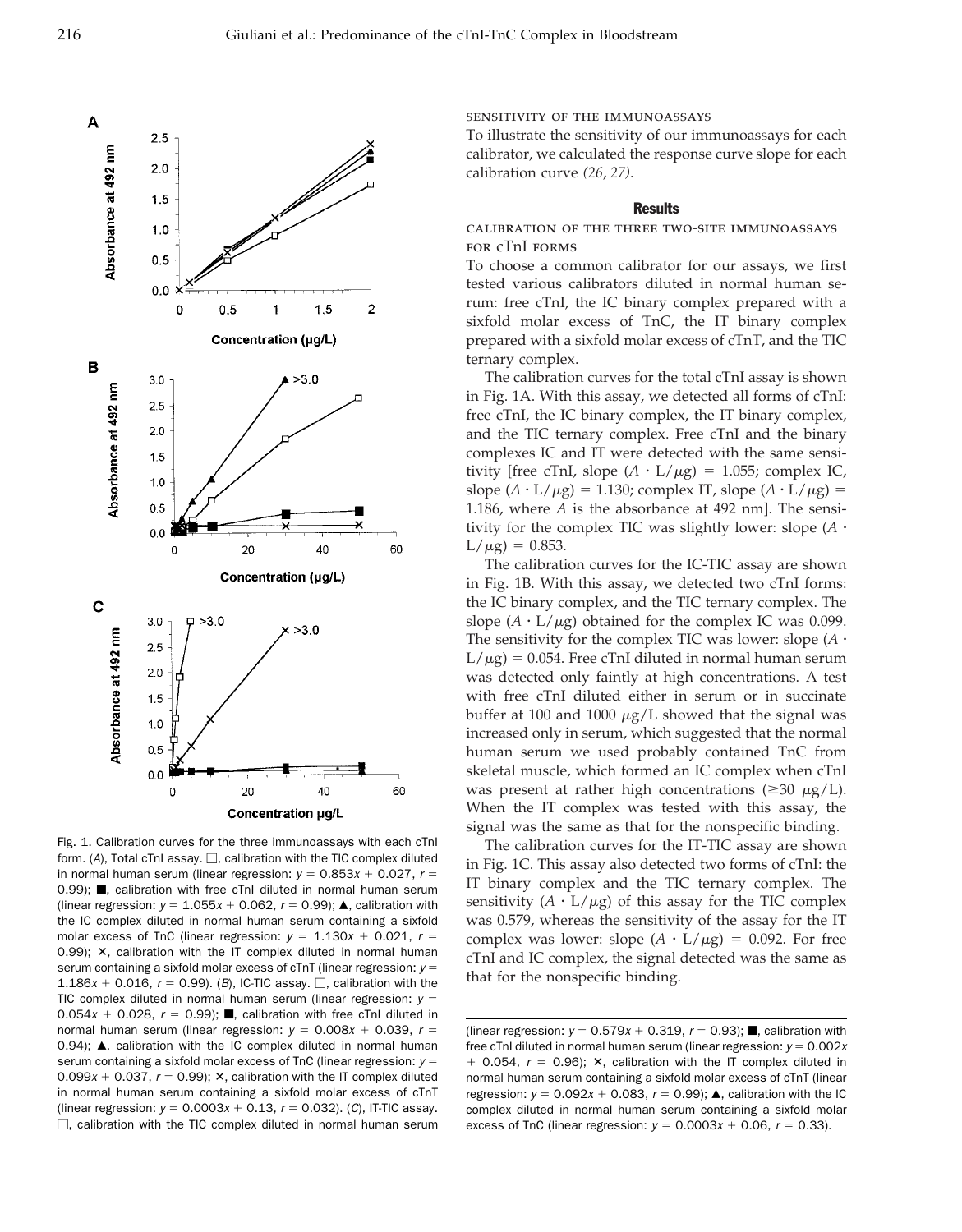Fig. 1. Calibration curves for the three immunoassays with each cTnI form. (*A*), Total cTnI assay. □, calibration with the TIC complex diluted in normal human serum (linear regression: $y = 0.853x + 0.027$, $r = 0.99$); ■, calibration with free cTnI diluted in normal human serum (linear regression: $y = 1.055x + 0.062$, $r = 0.99$); ▲, calibration with the IC complex diluted in normal human serum containing a sixfold molar excess of TnC (linear regression: $y = 1.130x + 0.021$, $r = 0.99$); ×, calibration with the IT complex diluted in normal human serum containing a sixfold molar excess of cTnT (linear regression: $y = 1.186x + 0.016$, $r = 0.99$). (*B*), IC-TIC assay. □, calibration with the TIC complex diluted in normal human serum (linear regression: $y = 0.054x + 0.028$, $r = 0.99$); ■, calibration with free cTnI diluted in normal human serum (linear regression: $y = 0.008x + 0.039$, $r = 0.94$); ▲, calibration with the IC complex diluted in normal human serum containing a sixfold molar excess of TnC (linear regression: $y = 0.099x + 0.037$, $r = 0.99$); ×, calibration with the IT complex diluted in normal human serum containing a sixfold molar excess of cTnT (linear regression: $y = 0.0003x + 0.13$, $r = 0.032$). (*C*), IT-TIC assay. □, calibration with the TIC complex diluted in normal human serum (linear regression: $y = 0.579x + 0.319$, $r = 0.93$); ■, calibration with free cTnI diluted in normal human serum (linear regression: $y = 0.002x + 0.054$, $r = 0.96$); ×, calibration with the IT complex diluted in normal human serum containing a sixfold molar excess of cTnT (linear regression: $y = 0.092x + 0.083$, $r = 0.99$); ▲, calibration with the IC complex diluted in normal human serum containing a sixfold molar excess of TnC (linear regression: $y = 0.0003x + 0.06$, $r = 0.33$).

### SENSITIVITY OF THE IMMUNOASSAYS

To illustrate the sensitivity of our immunoassays for each calibrator, we calculated the response curve slope for each calibration curve *(26, 27)*.

## Results

### CALIBRATION OF THE THREE TWO-SITE IMMUNOASSAYS FOR cTnI FORMS

To choose a common calibrator for our assays, we first tested various calibrators diluted in normal human serum: free cTnI, the IC binary complex prepared with a sixfold molar excess of TnC, the IT binary complex prepared with a sixfold molar excess of cTnT, and the TIC ternary complex.

The calibration curves for the total cTnI assay is shown in Fig. 1A. With this assay, we detected all forms of cTnI: free cTnI, the IC binary complex, the IT binary complex, and the TIC ternary complex. Free cTnI and the binary complexes IC and IT were detected with the same sensitivity [free cTnI, slope ($A \cdot L/\mu g$) = 1.055; complex IC, slope ($A \cdot L/\mu g$) = 1.130; complex IT, slope ($A \cdot L/\mu g$) = 1.186, where $A$ is the absorbance at 492 nm]. The sensitivity for the complex TIC was slightly lower: slope ($A \cdot L/\mu g$) = 0.853.

The calibration curves for the IC-TIC assay are shown in Fig. 1B. With this assay, we detected two cTnI forms: the IC binary complex, and the TIC ternary complex. The slope ($A \cdot L/\mu g$) obtained for the complex IC was 0.099. The sensitivity for the complex TIC was lower: slope ($A \cdot L/\mu g$) = 0.054. Free cTnI diluted in normal human serum was detected only faintly at high concentrations. A test with free cTnI diluted either in serum or in succinate buffer at 100 and 1000 μg/L showed that the signal was increased only in serum, which suggested that the normal human serum we used probably contained TnC from skeletal muscle, which formed an IC complex when cTnI was present at rather high concentrations (≥30 μg/L). When the IT complex was tested with this assay, the signal was the same as that for the nonspecific binding.

The calibration curves for the IT-TIC assay are shown in Fig. 1C. This assay also detected two forms of cTnI: the IT binary complex and the TIC ternary complex. The sensitivity ($A \cdot L/\mu g$) of this assay for the TIC complex was 0.579, whereas the sensitivity of the assay for the IT complex was lower: slope ($A \cdot L/\mu g$) = 0.092. For free cTnI and IC complex, the signal detected was the same as that for the nonspecific binding.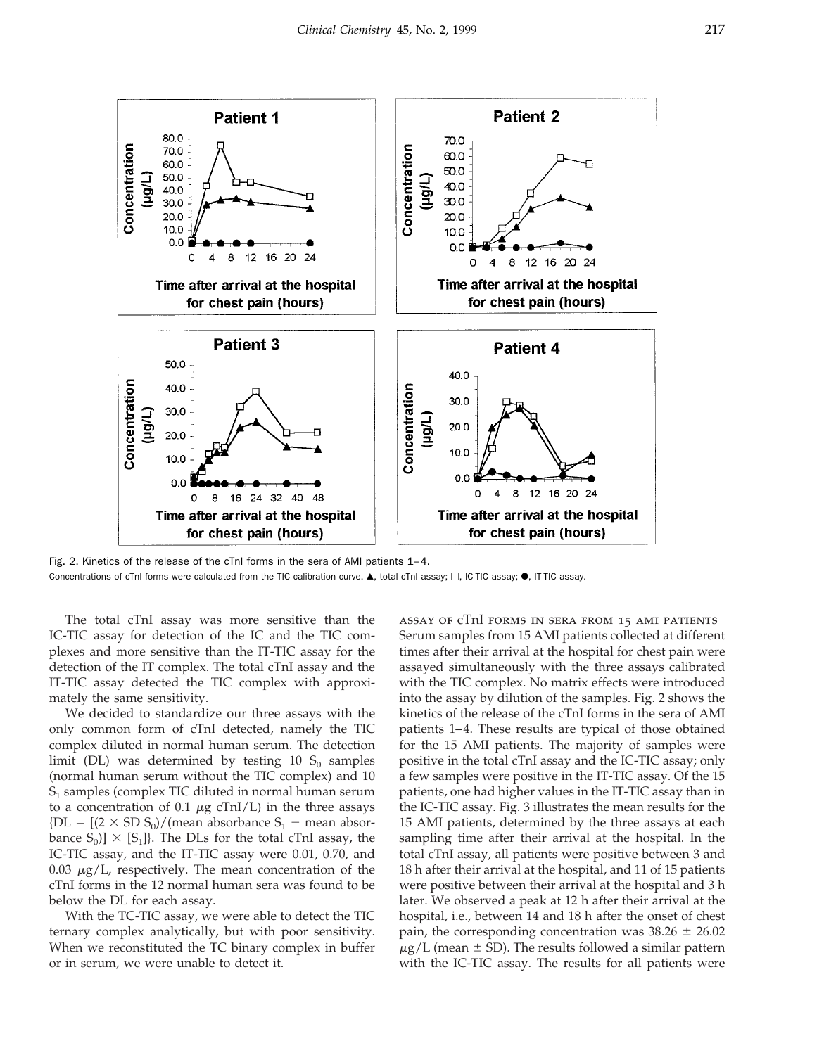Fig. 2. Kinetics of the release of the cTnI forms in the sera of AMI patients 1–4.

Concentrations of cTnI forms were calculated from the TIC calibration curve. ▲, total cTnI assay; □, IC-TIC assay; ●, IT-TIC assay.

The total cTnI assay was more sensitive than the IC-TIC assay for detection of the IC and the TIC complexes and more sensitive than the IT-TIC assay for the detection of the IT complex. The total cTnI assay and the IT-TIC assay detected the TIC complex with approximately the same sensitivity.

We decided to standardize our three assays with the only common form of cTnI detected, namely the TIC complex diluted in normal human serum. The detection limit (DL) was determined by testing 10 $S_0$ samples (normal human serum without the TIC complex) and 10 $S_1$ samples (complex TIC diluted in normal human serum to a concentration of 0.1 μg cTnI/L) in the three assays {$DL = [(2 \times SD\ S_0)/(\text{mean absorbance } S_1 - \text{mean absorbance } S_0)] \times [S_1]$}. The DLs for the total cTnI assay, the IC-TIC assay, and the IT-TIC assay were 0.01, 0.70, and 0.03 μg/L, respectively. The mean concentration of the cTnI forms in the 12 normal human sera was found to be below the DL for each assay.

With the TC-TIC assay, we were able to detect the TIC ternary complex analytically, but with poor sensitivity. When we reconstituted the TC binary complex in buffer or in serum, we were unable to detect it.

### Assay of cTnI forms in sera from 15 AMI patients

Serum samples from 15 AMI patients collected at different times after their arrival at the hospital for chest pain were assayed simultaneously with the three assays calibrated with the TIC complex. No matrix effects were introduced into the assay by dilution of the samples. Fig. 2 shows the kinetics of the release of the cTnI forms in the sera of AMI patients 1–4. These results are typical of those obtained for the 15 AMI patients. The majority of samples were positive in the total cTnI assay and the IC-TIC assay; only a few samples were positive in the IT-TIC assay. Of the 15 patients, one had higher values in the IT-TIC assay than in the IC-TIC assay. Fig. 3 illustrates the mean results for the 15 AMI patients, determined by the three assays at each sampling time after their arrival at the hospital. In the total cTnI assay, all patients were positive between 3 and 18 h after their arrival at the hospital, and 11 of 15 patients were positive between their arrival at the hospital and 3 h later. We observed a peak at 12 h after their arrival at the hospital, i.e., between 14 and 18 h after the onset of chest pain, the corresponding concentration was 38.26 ± 26.02 μg/L (mean ± SD). The results followed a similar pattern with the IC-TIC assay. The results for all patients were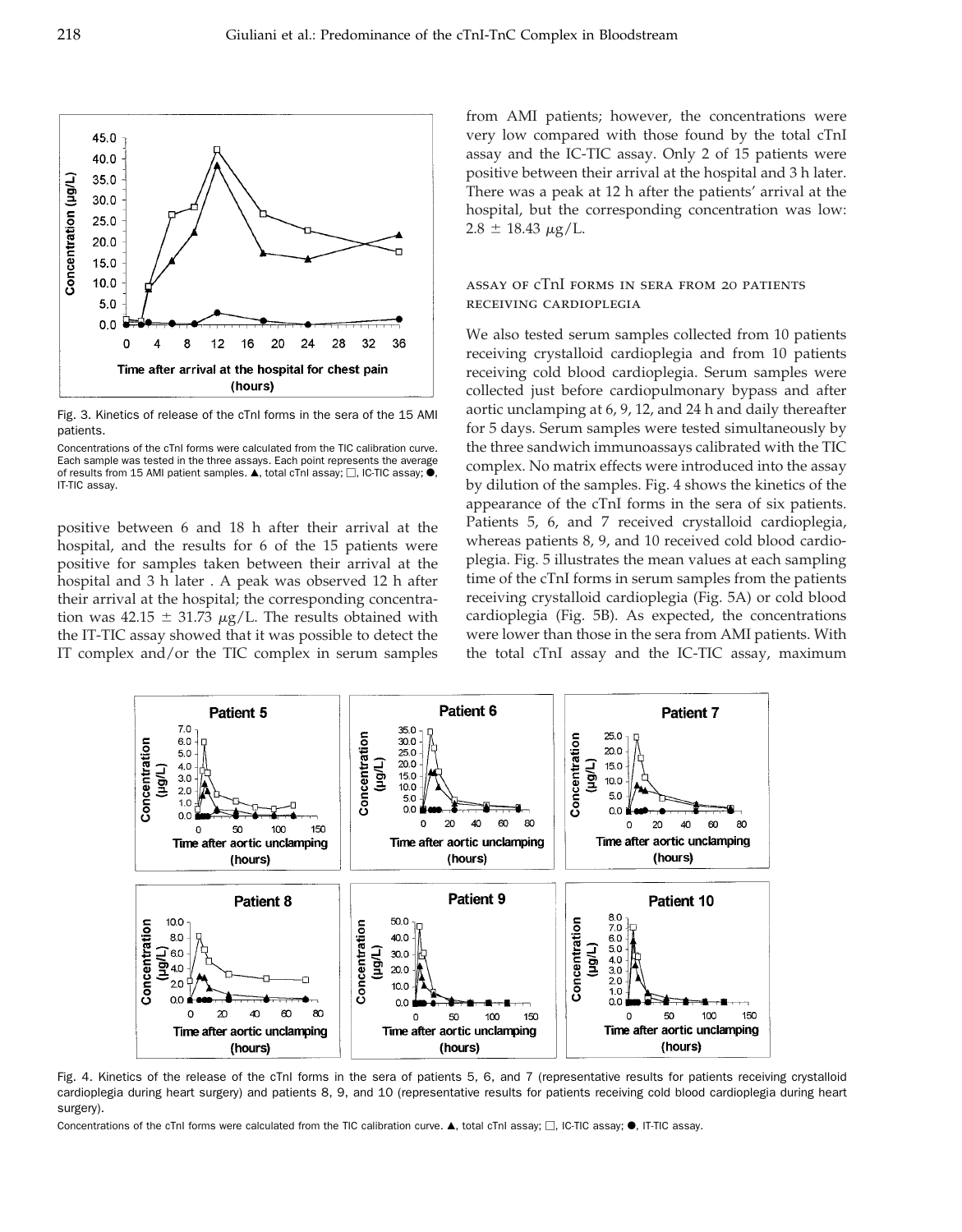Fig. 3. Kinetics of release of the cTnI forms in the sera of the 15 AMI patients.

Concentrations of the cTnI forms were calculated from the TIC calibration curve. Each sample was tested in the three assays. Each point represents the average of results from 15 AMI patient samples. ▲, total cTnI assay; □, IC-TIC assay; ●, IT-TIC assay.

positive between 6 and 18 h after their arrival at the hospital, and the results for 6 of the 15 patients were positive for samples taken between their arrival at the hospital and 3 h later . A peak was observed 12 h after their arrival at the hospital; the corresponding concentration was 42.15 ± 31.73 μg/L. The results obtained with the IT-TIC assay showed that it was possible to detect the IT complex and/or the TIC complex in serum samples from AMI patients; however, the concentrations were very low compared with those found by the total cTnI assay and the IC-TIC assay. Only 2 of 15 patients were positive between their arrival at the hospital and 3 h later. There was a peak at 12 h after the patients' arrival at the hospital, but the corresponding concentration was low: 2.8 ± 18.43 μg/L.

### assay of cTnI forms in sera from 20 patients receiving cardioplegia

We also tested serum samples collected from 10 patients receiving crystalloid cardioplegia and from 10 patients receiving cold blood cardioplegia. Serum samples were collected just before cardiopulmonary bypass and after aortic unclamping at 6, 9, 12, and 24 h and daily thereafter for 5 days. Serum samples were tested simultaneously by the three sandwich immunoassays calibrated with the TIC complex. No matrix effects were introduced into the assay by dilution of the samples. Fig. 4 shows the kinetics of the appearance of the cTnI forms in the sera of six patients. Patients 5, 6, and 7 received crystalloid cardioplegia, whereas patients 8, 9, and 10 received cold blood cardioplegia. Fig. 5 illustrates the mean values at each sampling time of the cTnI forms in serum samples from the patients receiving crystalloid cardioplegia (Fig. 5A) or cold blood cardioplegia (Fig. 5B). As expected, the concentrations were lower than those in the sera from AMI patients. With the total cTnI assay and the IC-TIC assay, maximum

Fig. 4. Kinetics of the release of the cTnI forms in the sera of patients 5, 6, and 7 (representative results for patients receiving crystalloid cardioplegia during heart surgery) and patients 8, 9, and 10 (representative results for patients receiving cold blood cardioplegia during heart surgery).

Concentrations of the cTnI forms were calculated from the TIC calibration curve. ▲, total cTnI assay; □, IC-TIC assay; ●, IT-TIC assay.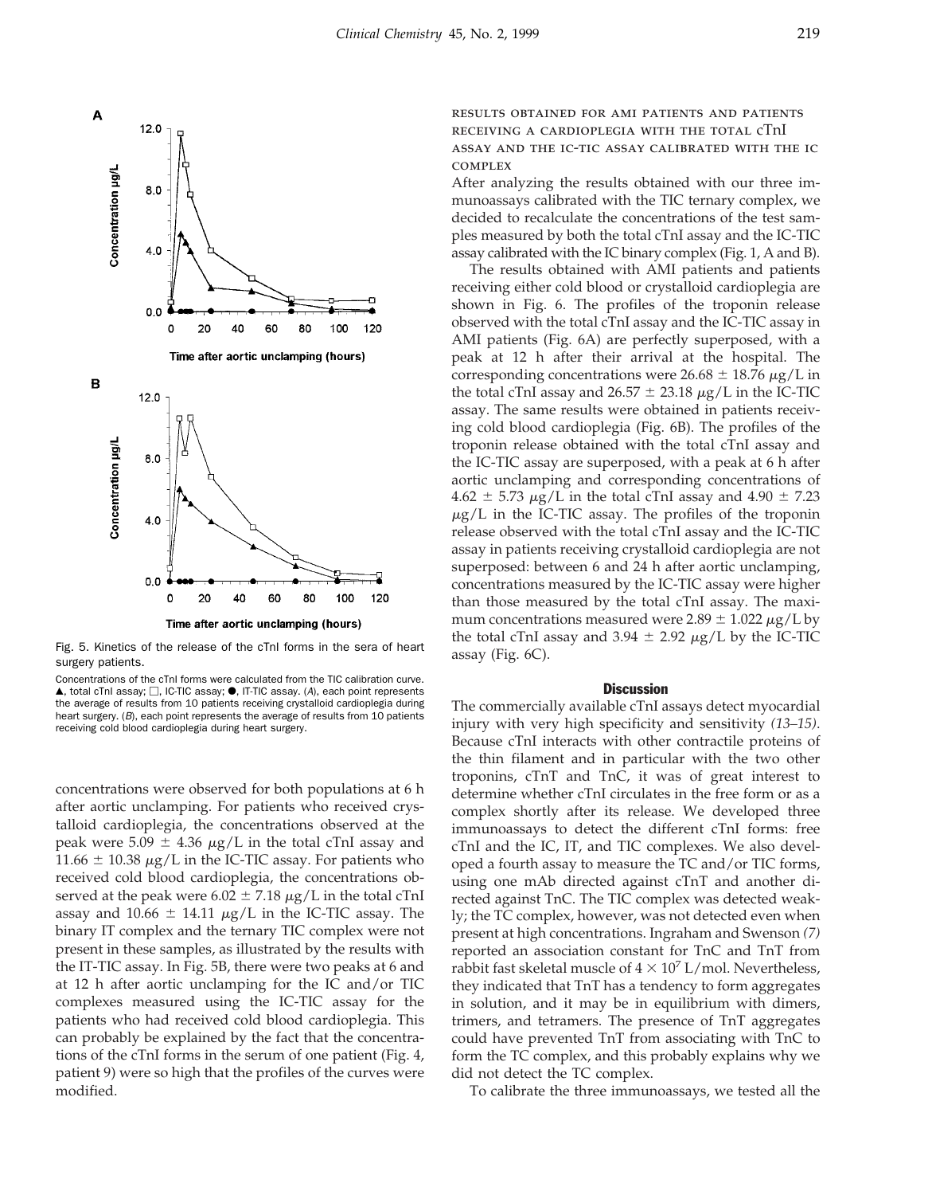Fig. 5. Kinetics of the release of the cTnI forms in the sera of heart surgery patients.

Concentrations of the cTnI forms were calculated from the TIC calibration curve. ▲, total cTnI assay; □, IC-TIC assay; ●, IT-TIC assay. (*A*), each point represents the average of results from 10 patients receiving crystalloid cardioplegia during heart surgery. (*B*), each point represents the average of results from 10 patients receiving cold blood cardioplegia during heart surgery.

concentrations were observed for both populations at 6 h after aortic unclamping. For patients who received crystalloid cardioplegia, the concentrations observed at the peak were 5.09 ± 4.36 μg/L in the total cTnI assay and 11.66 ± 10.38 μg/L in the IC-TIC assay. For patients who received cold blood cardioplegia, the concentrations observed at the peak were 6.02 ± 7.18 μg/L in the total cTnI assay and 10.66 ± 14.11 μg/L in the IC-TIC assay. The binary IT complex and the ternary TIC complex were not present in these samples, as illustrated by the results with the IT-TIC assay. In Fig. 5B, there were two peaks at 6 and at 12 h after aortic unclamping for the IC and/or TIC complexes measured using the IC-TIC assay for the patients who had received cold blood cardioplegia. This can probably be explained by the fact that the concentrations of the cTnI forms in the serum of one patient (Fig. 4, patient 9) were so high that the profiles of the curves were modified.

### RESULTS OBTAINED FOR AMI PATIENTS AND PATIENTS RECEIVING A CARDIOPLEGIA WITH THE TOTAL cTnI ASSAY AND THE IC-TIC ASSAY CALIBRATED WITH THE IC COMPLEX

After analyzing the results obtained with our three immunoassays calibrated with the TIC ternary complex, we decided to recalculate the concentrations of the test samples measured by both the total cTnI assay and the IC-TIC assay calibrated with the IC binary complex (Fig. 1, A and B).

The results obtained with AMI patients and patients receiving either cold blood or crystalloid cardioplegia are shown in Fig. 6. The profiles of the troponin release observed with the total cTnI assay and the IC-TIC assay in AMI patients (Fig. 6A) are perfectly superposed, with a peak at 12 h after their arrival at the hospital. The corresponding concentrations were 26.68 ± 18.76 μg/L in the total cTnI assay and 26.57 ± 23.18 μg/L in the IC-TIC assay. The same results were obtained in patients receiving cold blood cardioplegia (Fig. 6B). The profiles of the troponin release obtained with the total cTnI assay and the IC-TIC assay are superposed, with a peak at 6 h after aortic unclamping and corresponding concentrations of 4.62 ± 5.73 μg/L in the total cTnI assay and 4.90 ± 7.23 μg/L in the IC-TIC assay. The profiles of the troponin release observed with the total cTnI assay and the IC-TIC assay in patients receiving crystalloid cardioplegia are not superposed: between 6 and 24 h after aortic unclamping, concentrations measured by the IC-TIC assay were higher than those measured by the total cTnI assay. The maximum concentrations measured were 2.89 ± 1.022 μg/L by the total cTnI assay and 3.94 ± 2.92 μg/L by the IC-TIC assay (Fig. 6C).

## Discussion

The commercially available cTnI assays detect myocardial injury with very high specificity and sensitivity *(13–15)*. Because cTnI interacts with other contractile proteins of the thin filament and in particular with the two other troponins, cTnT and TnC, it was of great interest to determine whether cTnI circulates in the free form or as a complex shortly after its release. We developed three immunoassays to detect the different cTnI forms: free cTnI and the IC, IT, and TIC complexes. We also developed a fourth assay to measure the TC and/or TIC forms, using one mAb directed against cTnT and another directed against TnC. The TIC complex was detected weakly; the TC complex, however, was not detected even when present at high concentrations. Ingraham and Swenson *(7)* reported an association constant for TnC and TnT from rabbit fast skeletal muscle of $4 \times 10^7$ L/mol. Nevertheless, they indicated that TnT has a tendency to form aggregates in solution, and it may be in equilibrium with dimers, trimers, and tetramers. The presence of TnT aggregates could have prevented TnT from associating with TnC to form the TC complex, and this probably explains why we did not detect the TC complex.

To calibrate the three immunoassays, we tested all the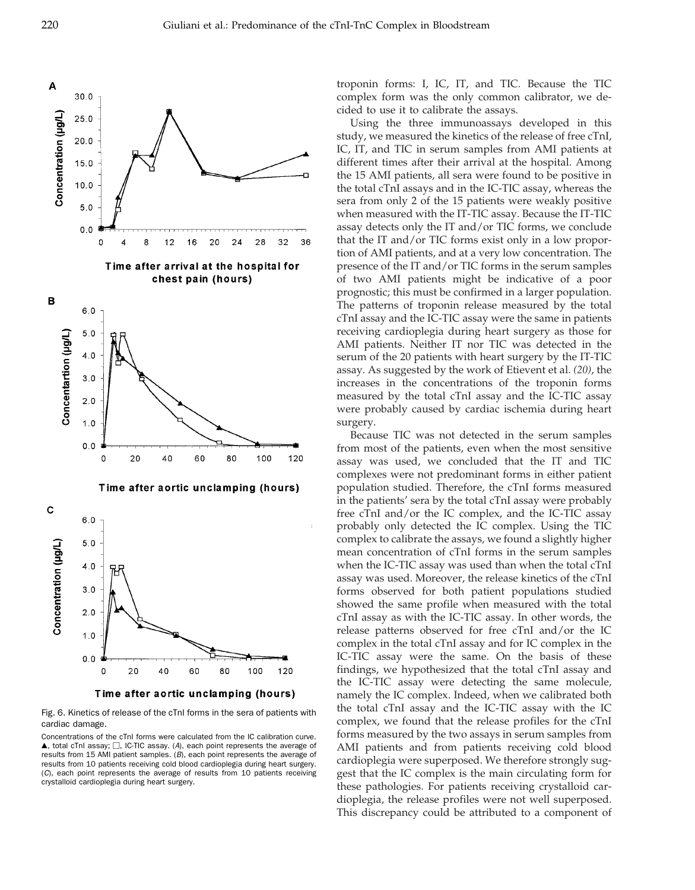A

Concentration (µg/L)

30.0
25.0
20.0
15.0
10.0
5.0
0.0

0 4 8 12 16 20 24 28 32 36

Time after arrival at the hospital for chest pain (hours)

B

Concentartion (µg/L)

6.0
5.0
4.0
3.0
2.0
1.0
0.0

0 20 40 60 80 100 120

Time after aortic unclamping (hours)

C

Concentration (µg/L)

6.0
5.0
4.0
3.0
2.0
1.0
0.0

0 20 40 60 80 100 120

Time after aortic unclamping (hours)

Fig. 6. Kinetics of release of the cTnI forms in the sera of patients with cardiac damage.

Concentrations of the cTnI forms were calculated from the IC calibration curve. ▲, total cTnI assay; □, IC-TIC assay. (*A*), each point represents the average of results from 15 AMI patient samples. (*B*), each point represents the average of results from 10 patients receiving cold blood cardioplegia during heart surgery. (*C*), each point represents the average of results from 10 patients receiving crystalloid cardioplegia during heart surgery.

troponin forms: I, IC, IT, and TIC. Because the TIC complex form was the only common calibrator, we decided to use it to calibrate the assays.

Using the three immunoassays developed in this study, we measured the kinetics of the release of free cTnI, IC, IT, and TIC in serum samples from AMI patients at different times after their arrival at the hospital. Among the 15 AMI patients, all sera were found to be positive in the total cTnI assays and in the IC-TIC assay, whereas the sera from only 2 of the 15 patients were weakly positive when measured with the IT-TIC assay. Because the IT-TIC assay detects only the IT and/or TIC forms, we conclude that the IT and/or TIC forms exist only in a low proportion of AMI patients, and at a very low concentration. The presence of the IT and/or TIC forms in the serum samples of two AMI patients might be indicative of a poor prognostic; this must be confirmed in a larger population. The patterns of troponin release measured by the total cTnI assay and the IC-TIC assay were the same in patients receiving cardioplegia during heart surgery as those for AMI patients. Neither IT nor TIC was detected in the serum of the 20 patients with heart surgery by the IT-TIC assay. As suggested by the work of Etievent et al. *(20)*, the increases in the concentrations of the troponin forms measured by the total cTnI assay and the IC-TIC assay were probably caused by cardiac ischemia during heart surgery.

Because TIC was not detected in the serum samples from most of the patients, even when the most sensitive assay was used, we concluded that the IT and TIC complexes were not predominant forms in either patient population studied. Therefore, the cTnI forms measured in the patients' sera by the total cTnI assay were probably free cTnI and/or the IC complex, and the IC-TIC assay probably only detected the IC complex. Using the TIC complex to calibrate the assays, we found a slightly higher mean concentration of cTnI forms in the serum samples when the IC-TIC assay was used than when the total cTnI assay was used. Moreover, the release kinetics of the cTnI forms observed for both patient populations studied showed the same profile when measured with the total cTnI assay as with the IC-TIC assay. In other words, the release patterns observed for free cTnI and/or the IC complex in the total cTnI assay and for IC complex in the IC-TIC assay were the same. On the basis of these findings, we hypothesized that the total cTnI assay and the IC-TIC assay were detecting the same molecule, namely the IC complex. Indeed, when we calibrated both the total cTnI assay and the IC-TIC assay with the IC complex, we found that the release profiles for the cTnI forms measured by the two assays in serum samples from AMI patients and from patients receiving cold blood cardioplegia were superposed. We therefore strongly suggest that the IC complex is the main circulating form for these pathologies. For patients receiving crystalloid cardioplegia, the release profiles were not well superposed. This discrepancy could be attributed to a component of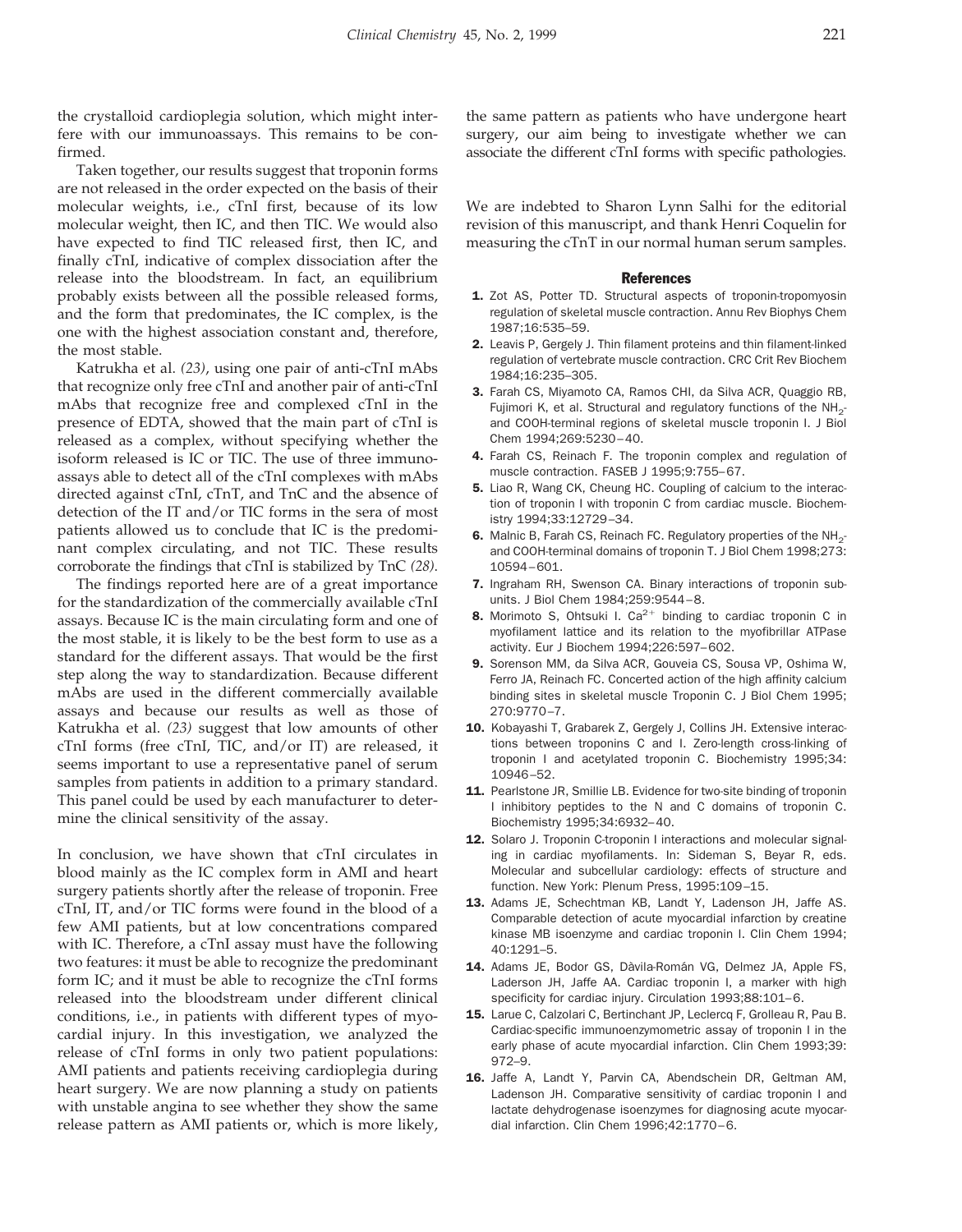the crystalloid cardioplegia solution, which might interfere with our immunoassays. This remains to be confirmed.

Taken together, our results suggest that troponin forms are not released in the order expected on the basis of their molecular weights, i.e., cTnI first, because of its low molecular weight, then IC, and then TIC. We would also have expected to find TIC released first, then IC, and finally cTnI, indicative of complex dissociation after the release into the bloodstream. In fact, an equilibrium probably exists between all the possible released forms, and the form that predominates, the IC complex, is the one with the highest association constant and, therefore, the most stable.

Katrukha et al. *(23)*, using one pair of anti-cTnI mAbs that recognize only free cTnI and another pair of anti-cTnI mAbs that recognize free and complexed cTnI in the presence of EDTA, showed that the main part of cTnI is released as a complex, without specifying whether the isoform released is IC or TIC. The use of three immunoassays able to detect all of the cTnI complexes with mAbs directed against cTnI, cTnT, and TnC and the absence of detection of the IT and/or TIC forms in the sera of most patients allowed us to conclude that IC is the predominant complex circulating, and not TIC. These results corroborate the findings that cTnI is stabilized by TnC *(28)*.

The findings reported here are of a great importance for the standardization of the commercially available cTnI assays. Because IC is the main circulating form and one of the most stable, it is likely to be the best form to use as a standard for the different assays. That would be the first step along the way to standardization. Because different mAbs are used in the different commercially available assays and because our results as well as those of Katrukha et al. *(23)* suggest that low amounts of other cTnI forms (free cTnI, TIC, and/or IT) are released, it seems important to use a representative panel of serum samples from patients in addition to a primary standard. This panel could be used by each manufacturer to determine the clinical sensitivity of the assay.

In conclusion, we have shown that cTnI circulates in blood mainly as the IC complex form in AMI and heart surgery patients shortly after the release of troponin. Free cTnI, IT, and/or TIC forms were found in the blood of a few AMI patients, but at low concentrations compared with IC. Therefore, a cTnI assay must have the following two features: it must be able to recognize the predominant form IC; and it must be able to recognize the cTnI forms released into the bloodstream under different clinical conditions, i.e., in patients with different types of myocardial injury. In this investigation, we analyzed the release of cTnI forms in only two patient populations: AMI patients and patients receiving cardioplegia during heart surgery. We are now planning a study on patients with unstable angina to see whether they show the same release pattern as AMI patients or, which is more likely, the same pattern as patients who have undergone heart surgery, our aim being to investigate whether we can associate the different cTnI forms with specific pathologies.

We are indebted to Sharon Lynn Salhi for the editorial revision of this manuscript, and thank Henri Coquelin for measuring the cTnT in our normal human serum samples.

## References

1. Zot AS, Potter TD. Structural aspects of troponin-tropomyosin regulation of skeletal muscle contraction. Annu Rev Biophys Chem 1987;16:535–59.
2. Leavis P, Gergely J. Thin filament proteins and thin filament-linked regulation of vertebrate muscle contraction. CRC Crit Rev Biochem 1984;16:235–305.
3. Farah CS, Miyamoto CA, Ramos CHI, da Silva ACR, Quaggio RB, Fujimori K, et al. Structural and regulatory functions of the $NH_2$- and COOH-terminal regions of skeletal muscle troponin I. J Biol Chem 1994;269:5230–40.
4. Farah CS, Reinach F. The troponin complex and regulation of muscle contraction. FASEB J 1995;9:755–67.
5. Liao R, Wang CK, Cheung HC. Coupling of calcium to the interaction of troponin I with troponin C from cardiac muscle. Biochemistry 1994;33:12729–34.
6. Malnic B, Farah CS, Reinach FC. Regulatory properties of the $NH_2$- and COOH-terminal domains of troponin T. J Biol Chem 1998;273:10594–601.
7. Ingraham RH, Swenson CA. Binary interactions of troponin subunits. J Biol Chem 1984;259:9544–8.
8. Morimoto S, Ohtsuki I. $Ca^{2+}$ binding to cardiac troponin C in myofilament lattice and its relation to the myofibrillar ATPase activity. Eur J Biochem 1994;226:597–602.
9. Sorenson MM, da Silva ACR, Gouveia CS, Sousa VP, Oshima W, Ferro JA, Reinach FC. Concerted action of the high affinity calcium binding sites in skeletal muscle Troponin C. J Biol Chem 1995;270:9770–7.
10. Kobayashi T, Grabarek Z, Gergely J, Collins JH. Extensive interactions between troponins C and I. Zero-length cross-linking of troponin I and acetylated troponin C. Biochemistry 1995;34:10946–52.
11. Pearlstone JR, Smillie LB. Evidence for two-site binding of troponin I inhibitory peptides to the N and C domains of troponin C. Biochemistry 1995;34:6932–40.
12. Solaro J. Troponin C-troponin I interactions and molecular signaling in cardiac myofilaments. In: Sideman S, Beyar R, eds. Molecular and subcellular cardiology: effects of structure and function. New York: Plenum Press, 1995:109–15.
13. Adams JE, Schechtman KB, Landt Y, Ladenson JH, Jaffe AS. Comparable detection of acute myocardial infarction by creatine kinase MB isoenzyme and cardiac troponin I. Clin Chem 1994;40:1291–5.
14. Adams JE, Bodor GS, Dàvila-Román VG, Delmez JA, Apple FS, Laderson JH, Jaffe AA. Cardiac troponin I, a marker with high specificity for cardiac injury. Circulation 1993;88:101–6.
15. Larue C, Calzolari C, Bertinchant JP, Leclercq F, Grolleau R, Pau B. Cardiac-specific immunoenzymometric assay of troponin I in the early phase of acute myocardial infarction. Clin Chem 1993;39:972–9.
16. Jaffe A, Landt Y, Parvin CA, Abendschein DR, Geltman AM, Ladenson JH. Comparative sensitivity of cardiac troponin I and lactate dehydrogenase isoenzymes for diagnosing acute myocardial infarction. Clin Chem 1996;42:1770–6.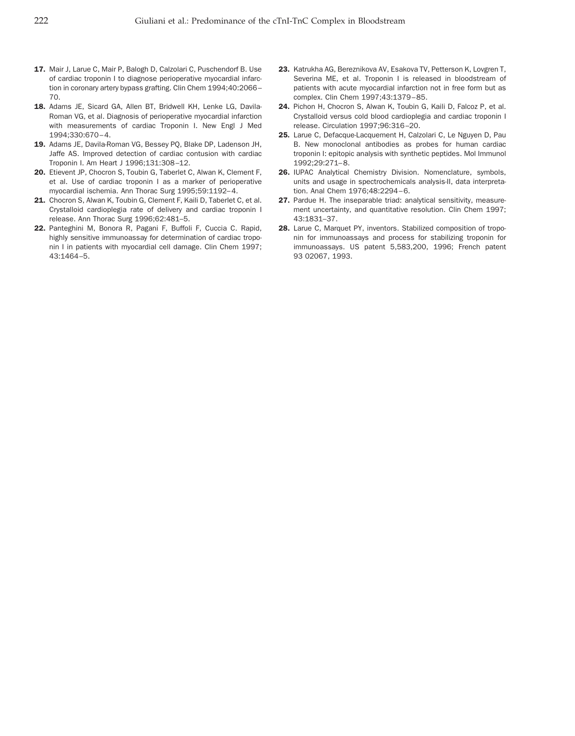17. Mair J, Larue C, Mair P, Balogh D, Calzolari C, Puschendorf B. Use of cardiac troponin I to diagnose perioperative myocardial infarction in coronary artery bypass grafting. Clin Chem 1994;40:2066–70.
18. Adams JE, Sicard GA, Allen BT, Bridwell KH, Lenke LG, Davila-Roman VG, et al. Diagnosis of perioperative myocardial infarction with measurements of cardiac Troponin I. New Engl J Med 1994;330:670–4.
19. Adams JE, Davila-Roman VG, Bessey PQ, Blake DP, Ladenson JH, Jaffe AS. Improved detection of cardiac contusion with cardiac Troponin I. Am Heart J 1996;131:308–12.
20. Etievent JP, Chocron S, Toubin G, Taberlet C, Alwan K, Clement F, et al. Use of cardiac troponin I as a marker of perioperative myocardial ischemia. Ann Thorac Surg 1995;59:1192–4.
21. Chocron S, Alwan K, Toubin G, Clement F, Kaili D, Taberlet C, et al. Crystalloid cardioplegia rate of delivery and cardiac troponin I release. Ann Thorac Surg 1996;62:481–5.
22. Panteghini M, Bonora R, Pagani F, Buffoli F, Cuccia C. Rapid, highly sensitive immunoassay for determination of cardiac troponin I in patients with myocardial cell damage. Clin Chem 1997; 43:1464–5.
23. Katrukha AG, Bereznikova AV, Esakova TV, Petterson K, Lovgren T, Severina ME, et al. Troponin I is released in bloodstream of patients with acute myocardial infarction not in free form but as complex. Clin Chem 1997;43:1379–85.
24. Pichon H, Chocron S, Alwan K, Toubin G, Kaili D, Falcoz P, et al. Crystalloid versus cold blood cardioplegia and cardiac troponin I release. Circulation 1997;96:316–20.
25. Larue C, Defacque-Lacquement H, Calzolari C, Le Nguyen D, Pau B. New monoclonal antibodies as probes for human cardiac troponin I: epitopic analysis with synthetic peptides. Mol Immunol 1992;29:271–8.
26. IUPAC Analytical Chemistry Division. Nomenclature, symbols, units and usage in spectrochemicals analysis-II, data interpretation. Anal Chem 1976;48:2294–6.
27. Pardue H. The inseparable triad: analytical sensitivity, measurement uncertainty, and quantitative resolution. Clin Chem 1997; 43:1831–37.
28. Larue C, Marquet PY, inventors. Stabilized composition of troponin for immunoassays and process for stabilizing troponin for immunoassays. US patent 5,583,200, 1996; French patent 93 02067, 1993.